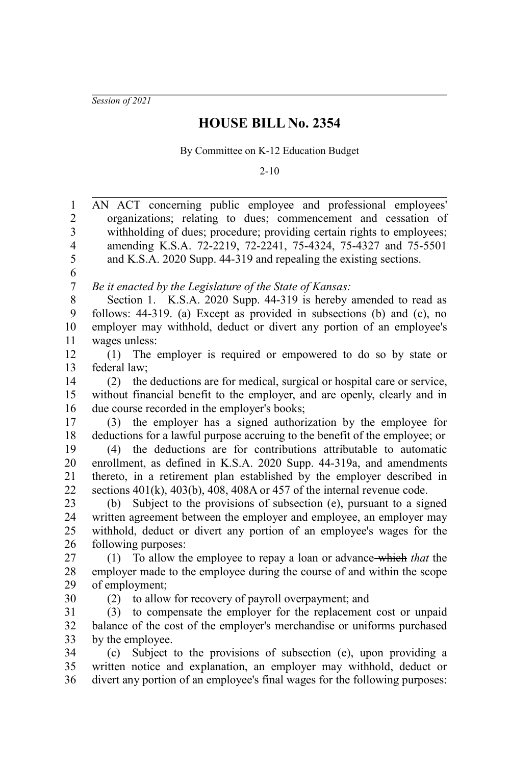*Session of 2021*

# HOUSE BILL No. 2354

By Committee on K-12 Education Budget

2-10

AN ACT concerning public employee and professional employees' organizations; relating to dues; commencement and cessation of withholding of dues; procedure; providing certain rights to employees; amending K.S.A. 72-2219, 72-2241, 75-4324, 75-4327 and 75-5501 and K.S.A. 2020 Supp. 44-319 and repealing the existing sections.

*Be it enacted by the Legislature of the State of Kansas:*

Section 1. K.S.A. 2020 Supp. 44-319 is hereby amended to read as follows: 44-319. (a) Except as provided in subsections (b) and (c), no employer may withhold, deduct or divert any portion of an employee's wages unless:

(1) The employer is required or empowered to do so by state or federal law;

(2) the deductions are for medical, surgical or hospital care or service, without financial benefit to the employer, and are openly, clearly and in due course recorded in the employer's books;

(3) the employer has a signed authorization by the employee for deductions for a lawful purpose accruing to the benefit of the employee; or

(4) the deductions are for contributions attributable to automatic enrollment, as defined in K.S.A. 2020 Supp. 44-319a, and amendments thereto, in a retirement plan established by the employer described in sections 401(k), 403(b), 408, 408A or 457 of the internal revenue code.

(b) Subject to the provisions of subsection (e), pursuant to a signed written agreement between the employer and employee, an employer may withhold, deduct or divert any portion of an employee's wages for the following purposes:

(1) To allow the employee to repay a loan or advance ~~which~~ *that* the employer made to the employee during the course of and within the scope of employment;

(2) to allow for recovery of payroll overpayment; and

(3) to compensate the employer for the replacement cost or unpaid balance of the cost of the employer's merchandise or uniforms purchased by the employee.

(c) Subject to the provisions of subsection (e), upon providing a written notice and explanation, an employer may withhold, deduct or divert any portion of an employee's final wages for the following purposes: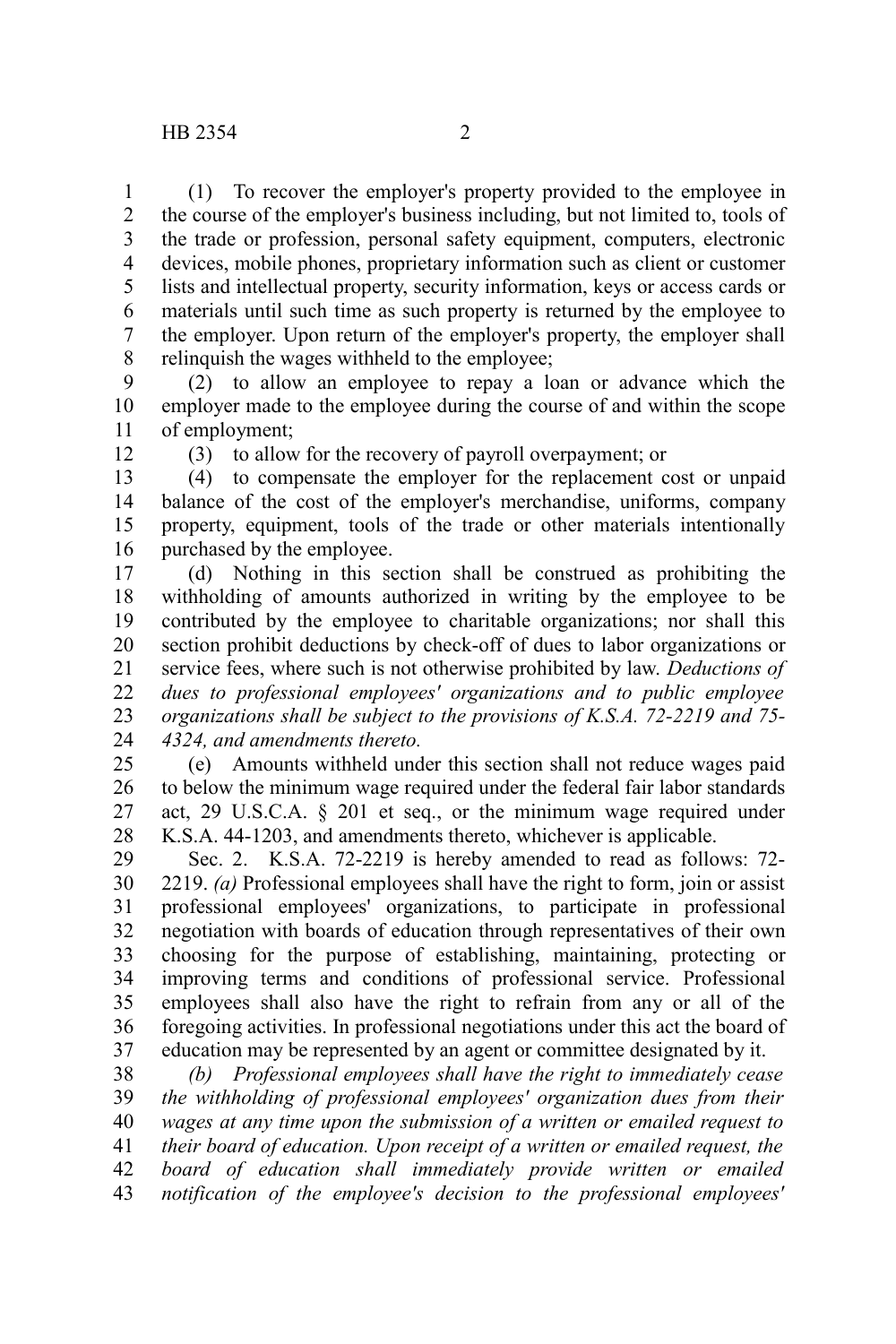(1) To recover the employer's property provided to the employee in the course of the employer's business including, but not limited to, tools of the trade or profession, personal safety equipment, computers, electronic devices, mobile phones, proprietary information such as client or customer lists and intellectual property, security information, keys or access cards or materials until such time as such property is returned by the employee to the employer. Upon return of the employer's property, the employer shall relinquish the wages withheld to the employee;

(2) to allow an employee to repay a loan or advance which the employer made to the employee during the course of and within the scope of employment;

(3) to allow for the recovery of payroll overpayment; or

(4) to compensate the employer for the replacement cost or unpaid balance of the cost of the employer's merchandise, uniforms, company property, equipment, tools of the trade or other materials intentionally purchased by the employee.

(d) Nothing in this section shall be construed as prohibiting the withholding of amounts authorized in writing by the employee to be contributed by the employee to charitable organizations; nor shall this section prohibit deductions by check-off of dues to labor organizations or service fees, where such is not otherwise prohibited by law. *Deductions of dues to professional employees' organizations and to public employee organizations shall be subject to the provisions of K.S.A. 72-2219 and 75-4324, and amendments thereto.*

(e) Amounts withheld under this section shall not reduce wages paid to below the minimum wage required under the federal fair labor standards act, 29 U.S.C.A. § 201 et seq., or the minimum wage required under K.S.A. 44-1203, and amendments thereto, whichever is applicable.

Sec. 2. K.S.A. 72-2219 is hereby amended to read as follows: 72-2219. *(a)* Professional employees shall have the right to form, join or assist professional employees' organizations, to participate in professional negotiation with boards of education through representatives of their own choosing for the purpose of establishing, maintaining, protecting or improving terms and conditions of professional service. Professional employees shall also have the right to refrain from any or all of the foregoing activities. In professional negotiations under this act the board of education may be represented by an agent or committee designated by it.

*(b) Professional employees shall have the right to immediately cease the withholding of professional employees' organization dues from their wages at any time upon the submission of a written or emailed request to their board of education. Upon receipt of a written or emailed request, the board of education shall immediately provide written or emailed notification of the employee's decision to the professional employees'*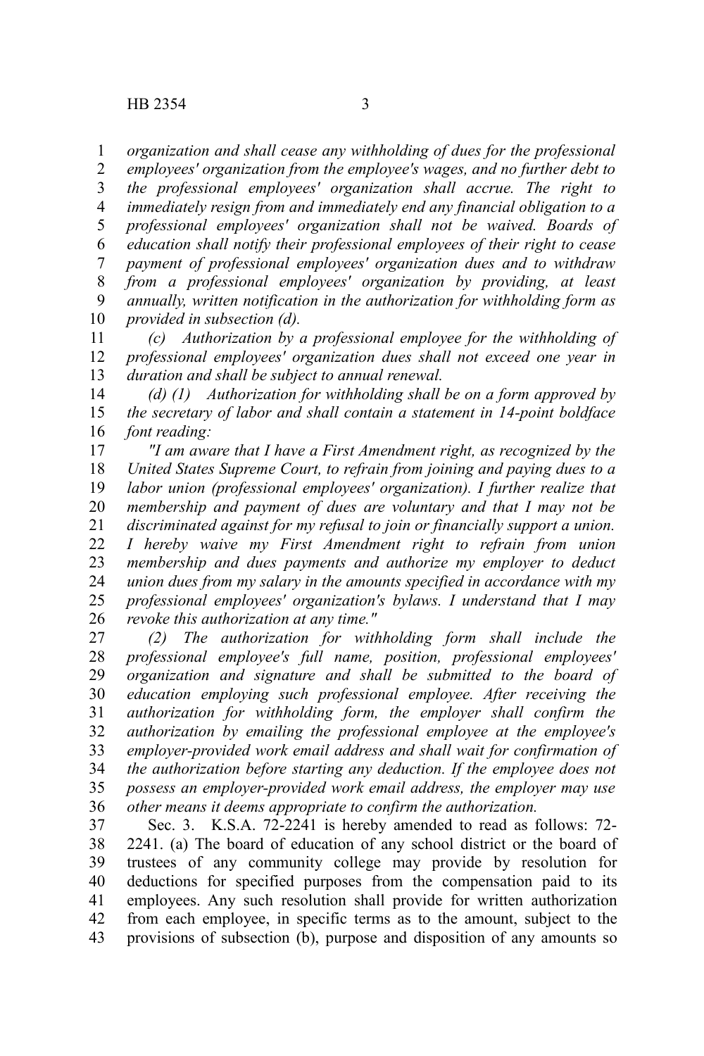*organization and shall cease any withholding of dues for the professional employees' organization from the employee's wages, and no further debt to the professional employees' organization shall accrue. The right to immediately resign from and immediately end any financial obligation to a professional employees' organization shall not be waived. Boards of education shall notify their professional employees of their right to cease payment of professional employees' organization dues and to withdraw from a professional employees' organization by providing, at least annually, written notification in the authorization for withholding form as provided in subsection (d).*

*(c) Authorization by a professional employee for the withholding of professional employees' organization dues shall not exceed one year in duration and shall be subject to annual renewal.*

*(d) (1) Authorization for withholding shall be on a form approved by the secretary of labor and shall contain a statement in 14-point boldface font reading:*

*"I am aware that I have a First Amendment right, as recognized by the United States Supreme Court, to refrain from joining and paying dues to a labor union (professional employees' organization). I further realize that membership and payment of dues are voluntary and that I may not be discriminated against for my refusal to join or financially support a union. I hereby waive my First Amendment right to refrain from union membership and dues payments and authorize my employer to deduct union dues from my salary in the amounts specified in accordance with my professional employees' organization's bylaws. I understand that I may revoke this authorization at any time."*

*(2) The authorization for withholding form shall include the professional employee's full name, position, professional employees' organization and signature and shall be submitted to the board of education employing such professional employee. After receiving the authorization for withholding form, the employer shall confirm the authorization by emailing the professional employee at the employee's employer-provided work email address and shall wait for confirmation of the authorization before starting any deduction. If the employee does not possess an employer-provided work email address, the employer may use other means it deems appropriate to confirm the authorization.*

Sec. 3. K.S.A. 72-2241 is hereby amended to read as follows: 72-2241. (a) The board of education of any school district or the board of trustees of any community college may provide by resolution for deductions for specified purposes from the compensation paid to its employees. Any such resolution shall provide for written authorization from each employee, in specific terms as to the amount, subject to the provisions of subsection (b), purpose and disposition of any amounts so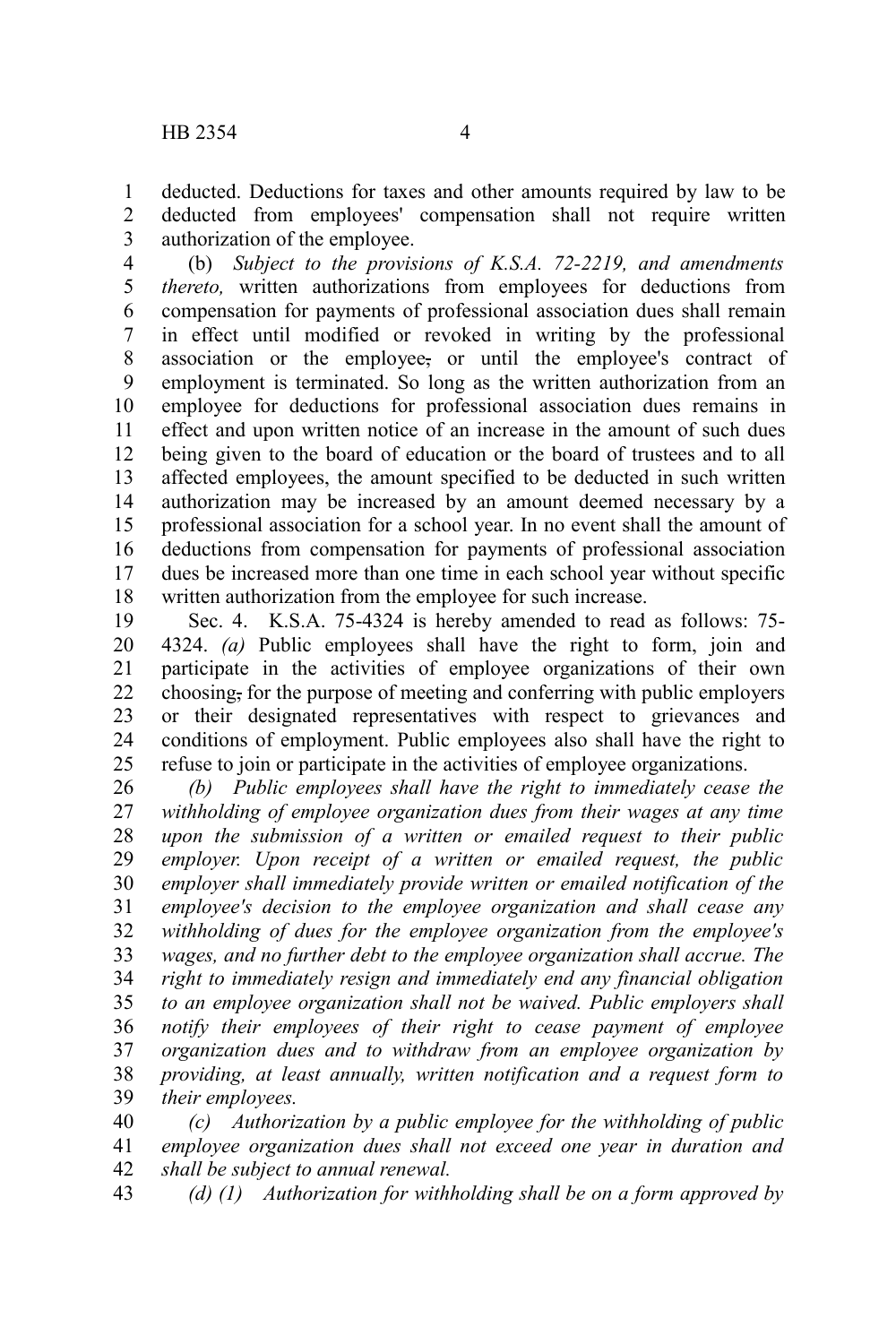deducted. Deductions for taxes and other amounts required by law to be deducted from employees' compensation shall not require written authorization of the employee.

(b) *Subject to the provisions of K.S.A. 72-2219, and amendments thereto,* written authorizations from employees for deductions from compensation for payments of professional association dues shall remain in effect until modified or revoked in writing by the professional association or the employee~~,~~ or until the employee's contract of employment is terminated. So long as the written authorization from an employee for deductions for professional association dues remains in effect and upon written notice of an increase in the amount of such dues being given to the board of education or the board of trustees and to all affected employees, the amount specified to be deducted in such written authorization may be increased by an amount deemed necessary by a professional association for a school year. In no event shall the amount of deductions from compensation for payments of professional association dues be increased more than one time in each school year without specific written authorization from the employee for such increase.

Sec. 4. K.S.A. 75-4324 is hereby amended to read as follows: 75-4324. *(a)* Public employees shall have the right to form, join and participate in the activities of employee organizations of their own choosing~~,~~ for the purpose of meeting and conferring with public employers or their designated representatives with respect to grievances and conditions of employment. Public employees also shall have the right to refuse to join or participate in the activities of employee organizations.

*(b) Public employees shall have the right to immediately cease the withholding of employee organization dues from their wages at any time upon the submission of a written or emailed request to their public employer. Upon receipt of a written or emailed request, the public employer shall immediately provide written or emailed notification of the employee's decision to the employee organization and shall cease any withholding of dues for the employee organization from the employee's wages, and no further debt to the employee organization shall accrue. The right to immediately resign and immediately end any financial obligation to an employee organization shall not be waived. Public employers shall notify their employees of their right to cease payment of employee organization dues and to withdraw from an employee organization by providing, at least annually, written notification and a request form to their employees.*

*(c) Authorization by a public employee for the withholding of public employee organization dues shall not exceed one year in duration and shall be subject to annual renewal.*

*(d) (1) Authorization for withholding shall be on a form approved by*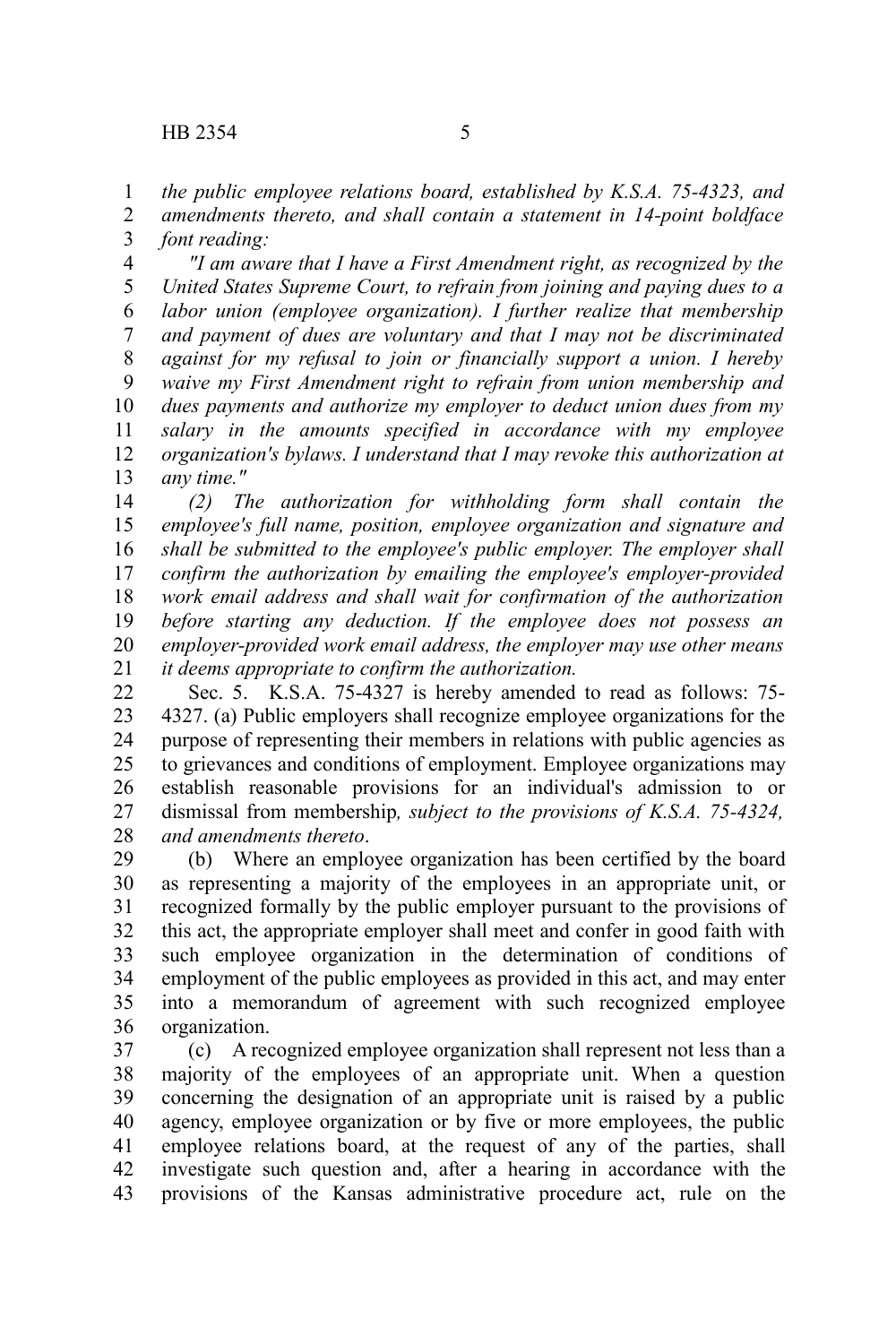*the public employee relations board, established by K.S.A. 75-4323, and amendments thereto, and shall contain a statement in 14-point boldface font reading:*

*"I am aware that I have a First Amendment right, as recognized by the United States Supreme Court, to refrain from joining and paying dues to a labor union (employee organization). I further realize that membership and payment of dues are voluntary and that I may not be discriminated against for my refusal to join or financially support a union. I hereby waive my First Amendment right to refrain from union membership and dues payments and authorize my employer to deduct union dues from my salary in the amounts specified in accordance with my employee organization's bylaws. I understand that I may revoke this authorization at any time."*

*(2) The authorization for withholding form shall contain the employee's full name, position, employee organization and signature and shall be submitted to the employee's public employer. The employer shall confirm the authorization by emailing the employee's employer-provided work email address and shall wait for confirmation of the authorization before starting any deduction. If the employee does not possess an employer-provided work email address, the employer may use other means it deems appropriate to confirm the authorization.*

Sec. 5. K.S.A. 75-4327 is hereby amended to read as follows: 75-4327. (a) Public employers shall recognize employee organizations for the purpose of representing their members in relations with public agencies as to grievances and conditions of employment. Employee organizations may establish reasonable provisions for an individual's admission to or dismissal from membership*, subject to the provisions of K.S.A. 75-4324, and amendments thereto*.

(b) Where an employee organization has been certified by the board as representing a majority of the employees in an appropriate unit, or recognized formally by the public employer pursuant to the provisions of this act, the appropriate employer shall meet and confer in good faith with such employee organization in the determination of conditions of employment of the public employees as provided in this act, and may enter into a memorandum of agreement with such recognized employee organization.

(c) A recognized employee organization shall represent not less than a majority of the employees of an appropriate unit. When a question concerning the designation of an appropriate unit is raised by a public agency, employee organization or by five or more employees, the public employee relations board, at the request of any of the parties, shall investigate such question and, after a hearing in accordance with the provisions of the Kansas administrative procedure act, rule on the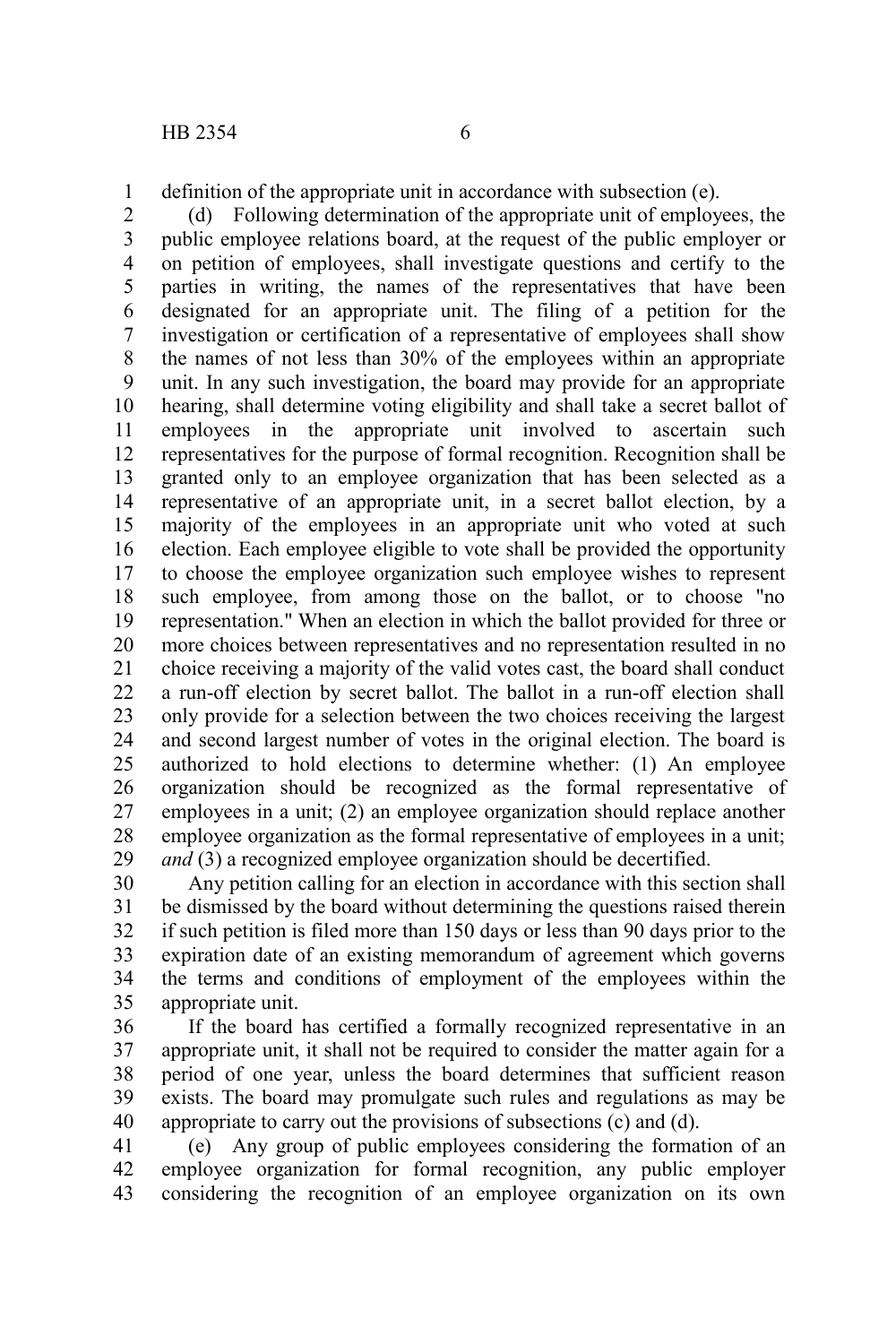definition of the appropriate unit in accordance with subsection (e).

(d) Following determination of the appropriate unit of employees, the public employee relations board, at the request of the public employer or on petition of employees, shall investigate questions and certify to the parties in writing, the names of the representatives that have been designated for an appropriate unit. The filing of a petition for the investigation or certification of a representative of employees shall show the names of not less than 30% of the employees within an appropriate unit. In any such investigation, the board may provide for an appropriate hearing, shall determine voting eligibility and shall take a secret ballot of employees in the appropriate unit involved to ascertain such representatives for the purpose of formal recognition. Recognition shall be granted only to an employee organization that has been selected as a representative of an appropriate unit, in a secret ballot election, by a majority of the employees in an appropriate unit who voted at such election. Each employee eligible to vote shall be provided the opportunity to choose the employee organization such employee wishes to represent such employee, from among those on the ballot, or to choose "no representation." When an election in which the ballot provided for three or more choices between representatives and no representation resulted in no choice receiving a majority of the valid votes cast, the board shall conduct a run-off election by secret ballot. The ballot in a run-off election shall only provide for a selection between the two choices receiving the largest and second largest number of votes in the original election. The board is authorized to hold elections to determine whether: (1) An employee organization should be recognized as the formal representative of employees in a unit; (2) an employee organization should replace another employee organization as the formal representative of employees in a unit; *and* (3) a recognized employee organization should be decertified.

Any petition calling for an election in accordance with this section shall be dismissed by the board without determining the questions raised therein if such petition is filed more than 150 days or less than 90 days prior to the expiration date of an existing memorandum of agreement which governs the terms and conditions of employment of the employees within the appropriate unit.

If the board has certified a formally recognized representative in an appropriate unit, it shall not be required to consider the matter again for a period of one year, unless the board determines that sufficient reason exists. The board may promulgate such rules and regulations as may be appropriate to carry out the provisions of subsections (c) and (d).

(e) Any group of public employees considering the formation of an employee organization for formal recognition, any public employer considering the recognition of an employee organization on its own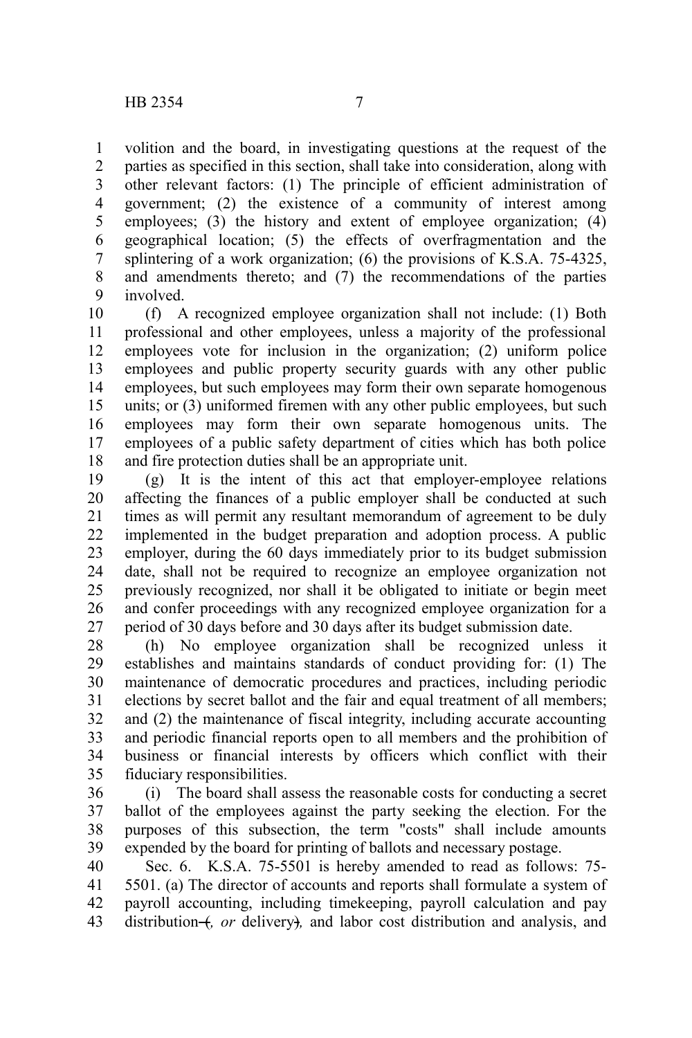volition and the board, in investigating questions at the request of the parties as specified in this section, shall take into consideration, along with other relevant factors: (1) The principle of efficient administration of government; (2) the existence of a community of interest among employees; (3) the history and extent of employee organization; (4) geographical location; (5) the effects of overfragmentation and the splintering of a work organization; (6) the provisions of K.S.A. 75-4325, and amendments thereto; and (7) the recommendations of the parties involved.

(f) A recognized employee organization shall not include: (1) Both professional and other employees, unless a majority of the professional employees vote for inclusion in the organization; (2) uniform police employees and public property security guards with any other public employees, but such employees may form their own separate homogenous units; or (3) uniformed firemen with any other public employees, but such employees may form their own separate homogenous units. The employees of a public safety department of cities which has both police and fire protection duties shall be an appropriate unit.

(g) It is the intent of this act that employer-employee relations affecting the finances of a public employer shall be conducted at such times as will permit any resultant memorandum of agreement to be duly implemented in the budget preparation and adoption process. A public employer, during the 60 days immediately prior to its budget submission date, shall not be required to recognize an employee organization not previously recognized, nor shall it be obligated to initiate or begin meet and confer proceedings with any recognized employee organization for a period of 30 days before and 30 days after its budget submission date.

(h) No employee organization shall be recognized unless it establishes and maintains standards of conduct providing for: (1) The maintenance of democratic procedures and practices, including periodic elections by secret ballot and the fair and equal treatment of all members; and (2) the maintenance of fiscal integrity, including accurate accounting and periodic financial reports open to all members and the prohibition of business or financial interests by officers which conflict with their fiduciary responsibilities.

(i) The board shall assess the reasonable costs for conducting a secret ballot of the employees against the party seeking the election. For the purposes of this subsection, the term "costs" shall include amounts expended by the board for printing of ballots and necessary postage.

Sec. 6. K.S.A. 75-5501 is hereby amended to read as follows: 75-5501. (a) The director of accounts and reports shall formulate a system of payroll accounting, including timekeeping, payroll calculation and pay distribution ~~(~~*, or* delivery~~)~~*,* and labor cost distribution and analysis, and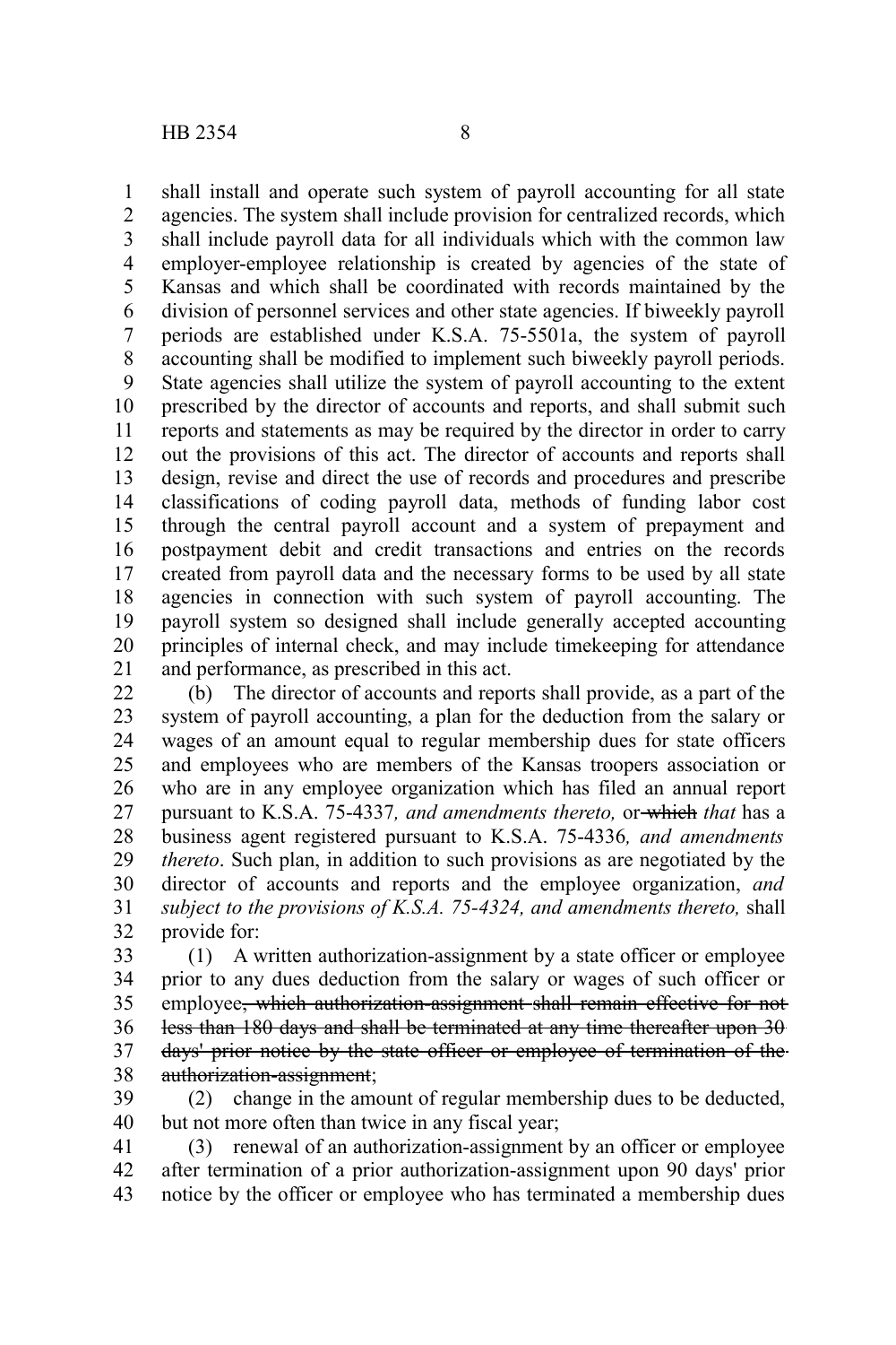shall install and operate such system of payroll accounting for all state agencies. The system shall include provision for centralized records, which shall include payroll data for all individuals which with the common law employer-employee relationship is created by agencies of the state of Kansas and which shall be coordinated with records maintained by the division of personnel services and other state agencies. If biweekly payroll periods are established under K.S.A. 75-5501a, the system of payroll accounting shall be modified to implement such biweekly payroll periods. State agencies shall utilize the system of payroll accounting to the extent prescribed by the director of accounts and reports, and shall submit such reports and statements as may be required by the director in order to carry out the provisions of this act. The director of accounts and reports shall design, revise and direct the use of records and procedures and prescribe classifications of coding payroll data, methods of funding labor cost through the central payroll account and a system of prepayment and postpayment debit and credit transactions and entries on the records created from payroll data and the necessary forms to be used by all state agencies in connection with such system of payroll accounting. The payroll system so designed shall include generally accepted accounting principles of internal check, and may include timekeeping for attendance and performance, as prescribed in this act.

(b) The director of accounts and reports shall provide, as a part of the system of payroll accounting, a plan for the deduction from the salary or wages of an amount equal to regular membership dues for state officers and employees who are members of the Kansas troopers association or who are in any employee organization which has filed an annual report pursuant to K.S.A. 75-4337*, and amendments thereto,* or ~~which~~ *that* has a business agent registered pursuant to K.S.A. 75-4336*, and amendments thereto*. Such plan, in addition to such provisions as are negotiated by the director of accounts and reports and the employee organization, *and subject to the provisions of K.S.A. 75-4324, and amendments thereto,* shall provide for:

(1) A written authorization-assignment by a state officer or employee prior to any dues deduction from the salary or wages of such officer or employee~~, which authorization-assignment shall remain effective for not less than 180 days and shall be terminated at any time thereafter upon 30 days' prior notice by the state officer or employee of termination of the authorization-assignment~~;

(2) change in the amount of regular membership dues to be deducted, but not more often than twice in any fiscal year;

(3) renewal of an authorization-assignment by an officer or employee after termination of a prior authorization-assignment upon 90 days' prior notice by the officer or employee who has terminated a membership dues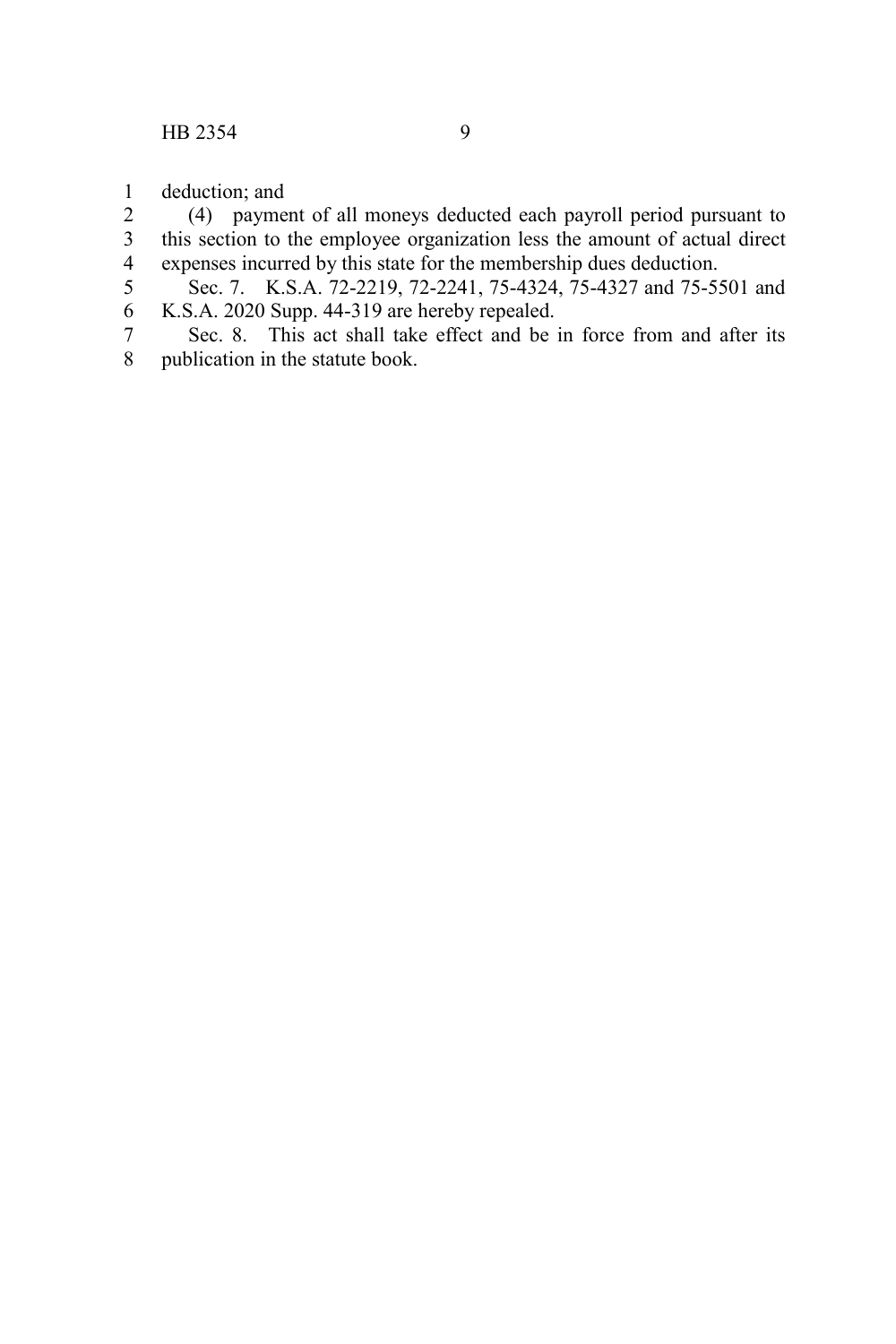deduction; and

(4) payment of all moneys deducted each payroll period pursuant to this section to the employee organization less the amount of actual direct expenses incurred by this state for the membership dues deduction.

Sec. 7. K.S.A. 72-2219, 72-2241, 75-4324, 75-4327 and 75-5501 and K.S.A. 2020 Supp. 44-319 are hereby repealed.

Sec. 8. This act shall take effect and be in force from and after its publication in the statute book.